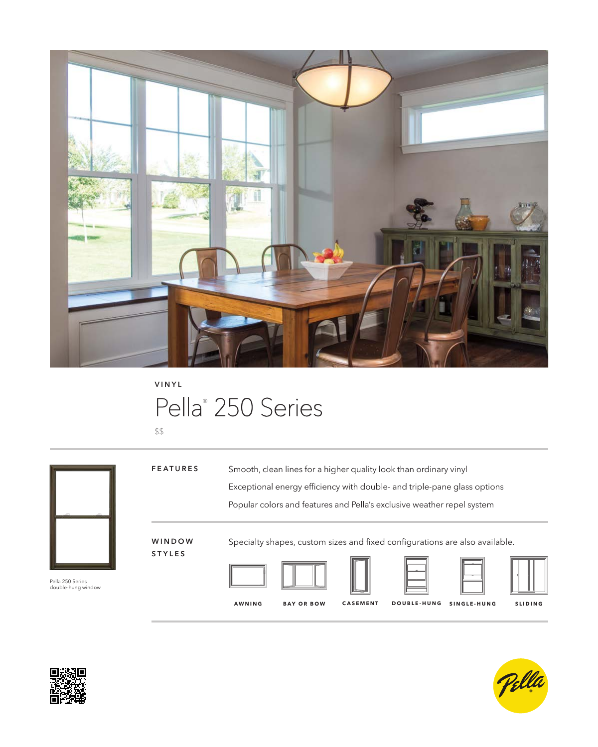VINYL

# Pella® 250 Series

$$

Pella 250 Series double-hung window

## FEATURES

Smooth, clean lines for a higher quality look than ordinary vinyl

Exceptional energy efficiency with double- and triple-pane glass options

Popular colors and features and Pella's exclusive weather repel system

## WINDOW STYLES

Specialty shapes, custom sizes and fixed configurations are also available.

AWNING

BAY OR BOW

CASEMENT

DOUBLE-HUNG

SINGLE-HUNG

SLIDING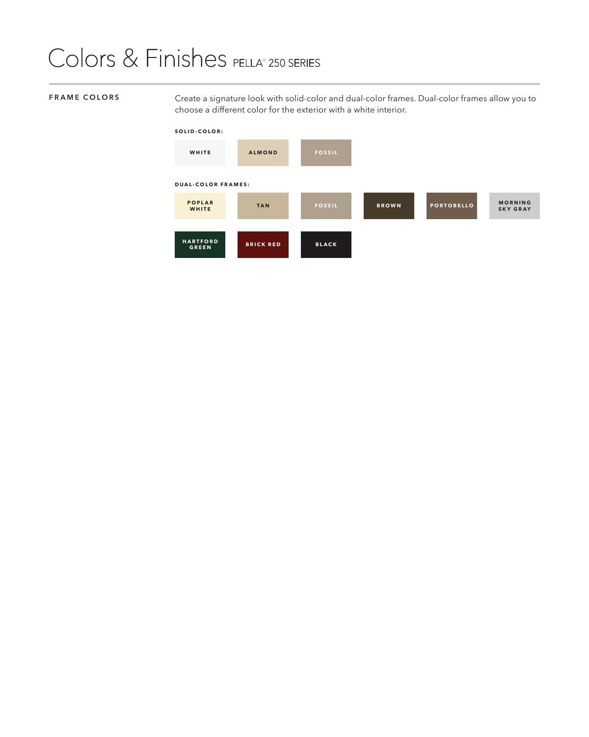# Colors & Finishes PELLA® 250 SERIES

## FRAME COLORS

Create a signature look with solid-color and dual-color frames. Dual-color frames allow you to choose a different color for the exterior with a white interior.

**SOLID-COLOR:**

- WHITE
- ALMOND
- FOSSIL

**DUAL-COLOR FRAMES:**

- POPLAR WHITE
- TAN
- FOSSIL
- BROWN
- PORTOBELLO
- MORNING SKY GRAY
- HARTFORD GREEN
- BRICK RED
- BLACK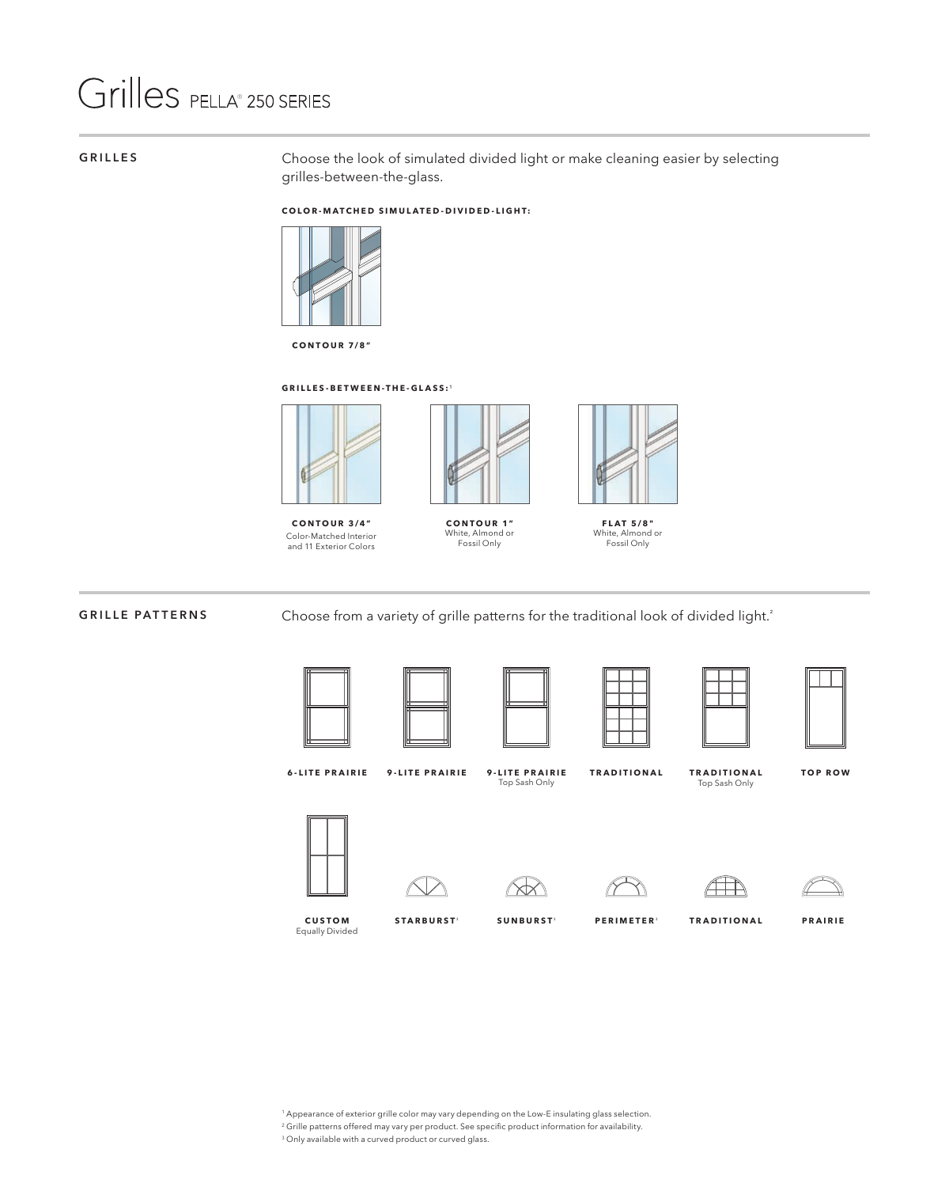# Grilles PELLA® 250 SERIES

## GRILLES

Choose the look of simulated divided light or make cleaning easier by selecting grilles-between-the-glass.

**COLOR-MATCHED SIMULATED-DIVIDED-LIGHT:**

**CONTOUR 7/8"**

**GRILLES-BETWEEN-THE-GLASS:**[1]

**CONTOUR 3/4"**
Color-Matched Interior and 11 Exterior Colors

**CONTOUR 1"**
White, Almond or Fossil Only

**FLAT 5/8"**
White, Almond or Fossil Only

## GRILLE PATTERNS

Choose from a variety of grille patterns for the traditional look of divided light.[2]

**6-LITE PRAIRIE**

**9-LITE PRAIRIE**

**9-LITE PRAIRIE**
Top Sash Only

**TRADITIONAL**

**TRADITIONAL**
Top Sash Only

**TOP ROW**

**CUSTOM**
Equally Divided

**STARBURST**[3]

**SUNBURST**[3]

**PERIMETER**[3]

**TRADITIONAL**

**PRAIRIE**

[1] Appearance of exterior grille color may vary depending on the Low-E insulating glass selection.
[2] Grille patterns offered may vary per product. See specific product information for availability.
[3] Only available with a curved product or curved glass.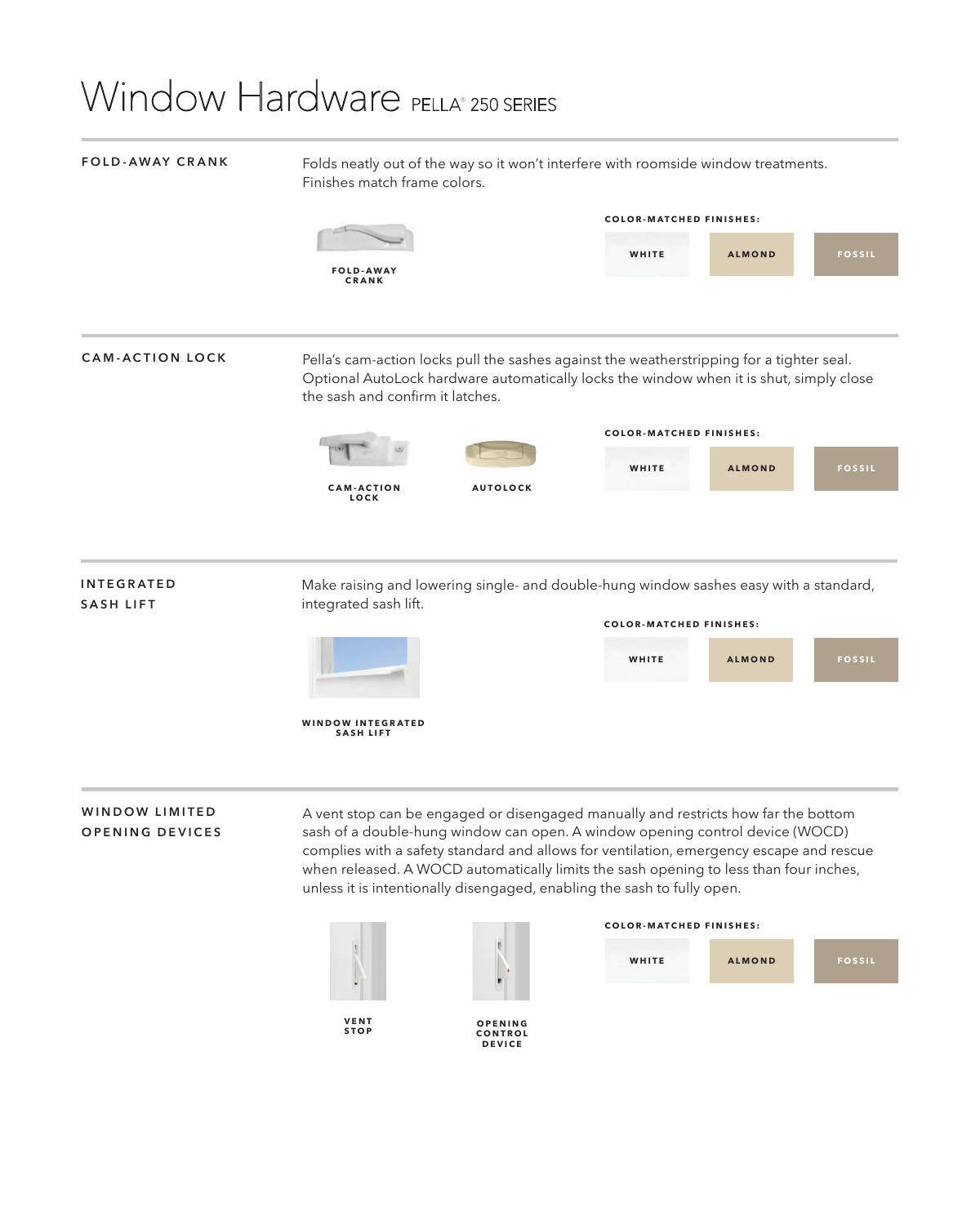# Window Hardware PELLA® 250 SERIES

## FOLD-AWAY CRANK

Folds neatly out of the way so it won't interfere with roomside window treatments. Finishes match frame colors.

FOLD-AWAY CRANK

**COLOR-MATCHED FINISHES:**

WHITE | ALMOND | FOSSIL

## CAM-ACTION LOCK

Pella's cam-action locks pull the sashes against the weatherstripping for a tighter seal. Optional AutoLock hardware automatically locks the window when it is shut, simply close the sash and confirm it latches.

CAM-ACTION LOCK

AUTOLOCK

**COLOR-MATCHED FINISHES:**

WHITE | ALMOND | FOSSIL

## INTEGRATED SASH LIFT

Make raising and lowering single- and double-hung window sashes easy with a standard, integrated sash lift.

**COLOR-MATCHED FINISHES:**

WHITE | ALMOND | FOSSIL

WINDOW INTEGRATED SASH LIFT

## WINDOW LIMITED OPENING DEVICES

A vent stop can be engaged or disengaged manually and restricts how far the bottom sash of a double-hung window can open. A window opening control device (WOCD) complies with a safety standard and allows for ventilation, emergency escape and rescue when released. A WOCD automatically limits the sash opening to less than four inches, unless it is intentionally disengaged, enabling the sash to fully open.

VENT STOP

OPENING CONTROL DEVICE

**COLOR-MATCHED FINISHES:**

WHITE | ALMOND | FOSSIL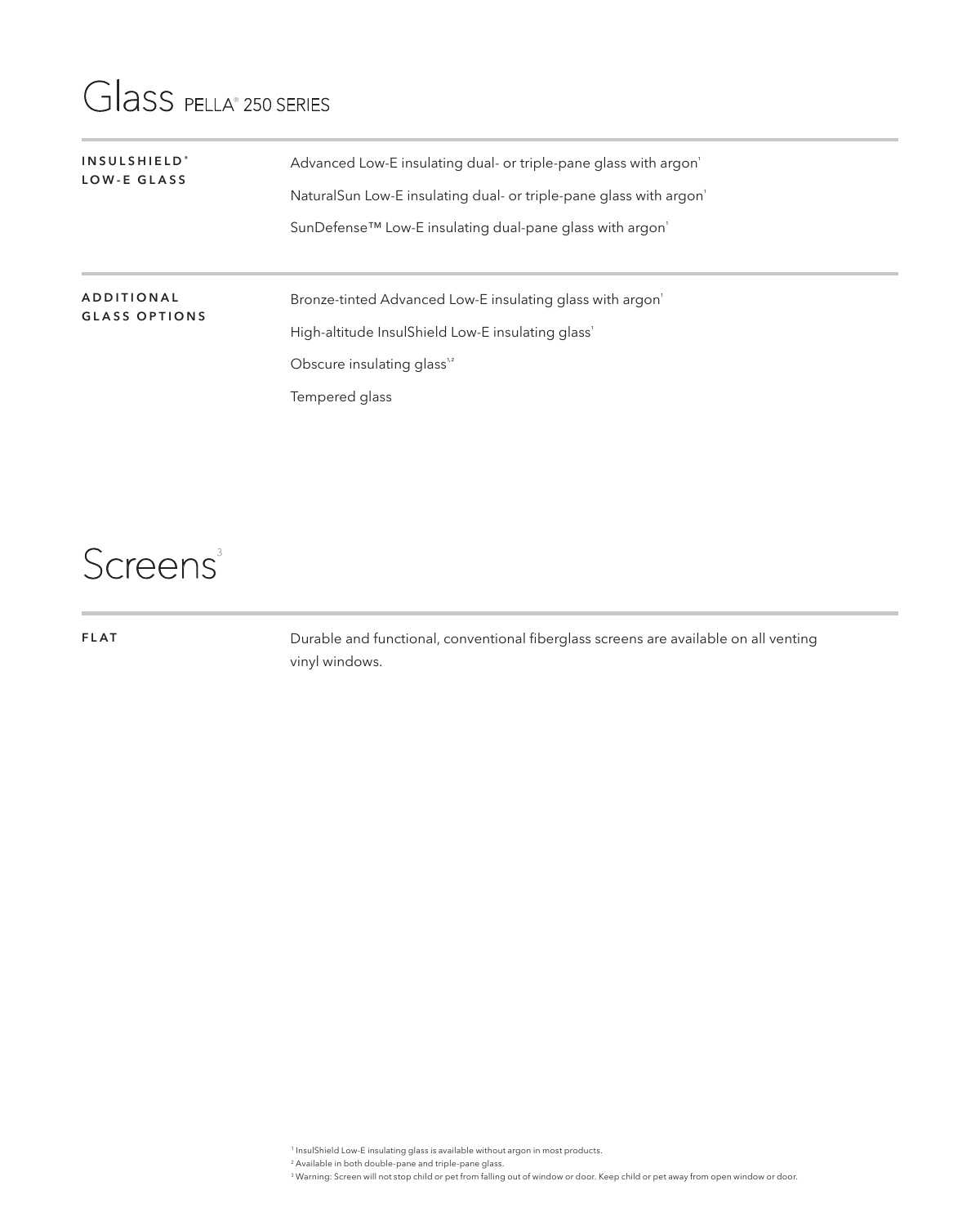# Glass PELLA® 250 SERIES

| | |
|---|---|
| **INSULSHIELD® LOW-E GLASS** | Advanced Low-E insulating dual- or triple-pane glass with argon[1] |
| | NaturalSun Low-E insulating dual- or triple-pane glass with argon[1] |
| | SunDefense™ Low-E insulating dual-pane glass with argon[1] |
| **ADDITIONAL GLASS OPTIONS** | Bronze-tinted Advanced Low-E insulating glass with argon[1] |
| | High-altitude InsulShield Low-E insulating glass[1] |
| | Obscure insulating glass[1,2] |
| | Tempered glass |

# Screens[3]

| | |
|---|---|
| **FLAT** | Durable and functional, conventional fiberglass screens are available on all venting vinyl windows. |

[1] InsulShield Low-E insulating glass is available without argon in most products.
[2] Available in both double-pane and triple-pane glass.
[3] Warning: Screen will not stop child or pet from falling out of window or door. Keep child or pet away from open window or door.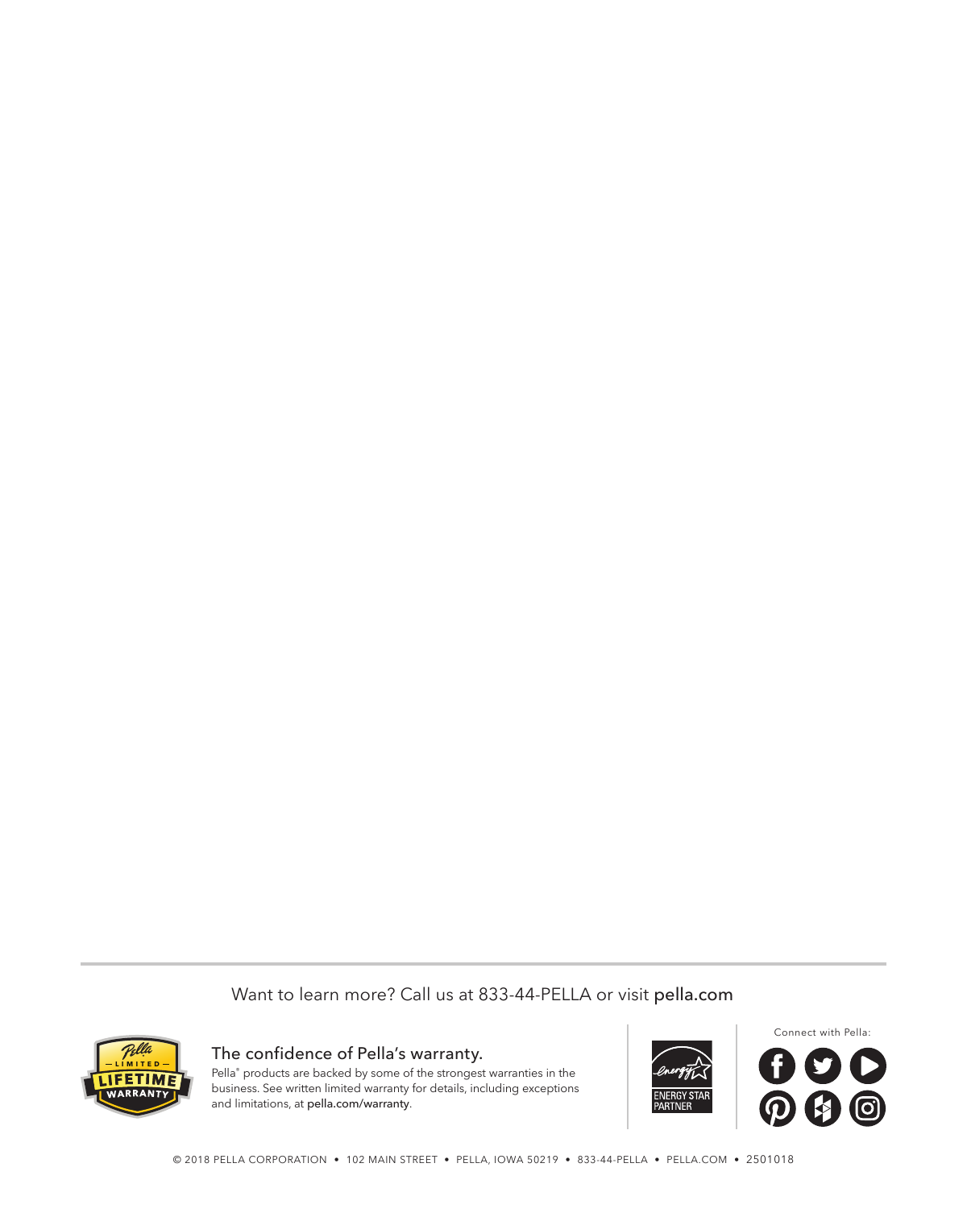Want to learn more? Call us at 833-44-PELLA or visit pella.com

## The confidence of Pella's warranty.

Pella® products are backed by some of the strongest warranties in the business. See written limited warranty for details, including exceptions and limitations, at pella.com/warranty.

Connect with Pella:

© 2018 PELLA CORPORATION • 102 MAIN STREET • PELLA, IOWA 50219 • 833-44-PELLA • PELLA.COM • 2501018